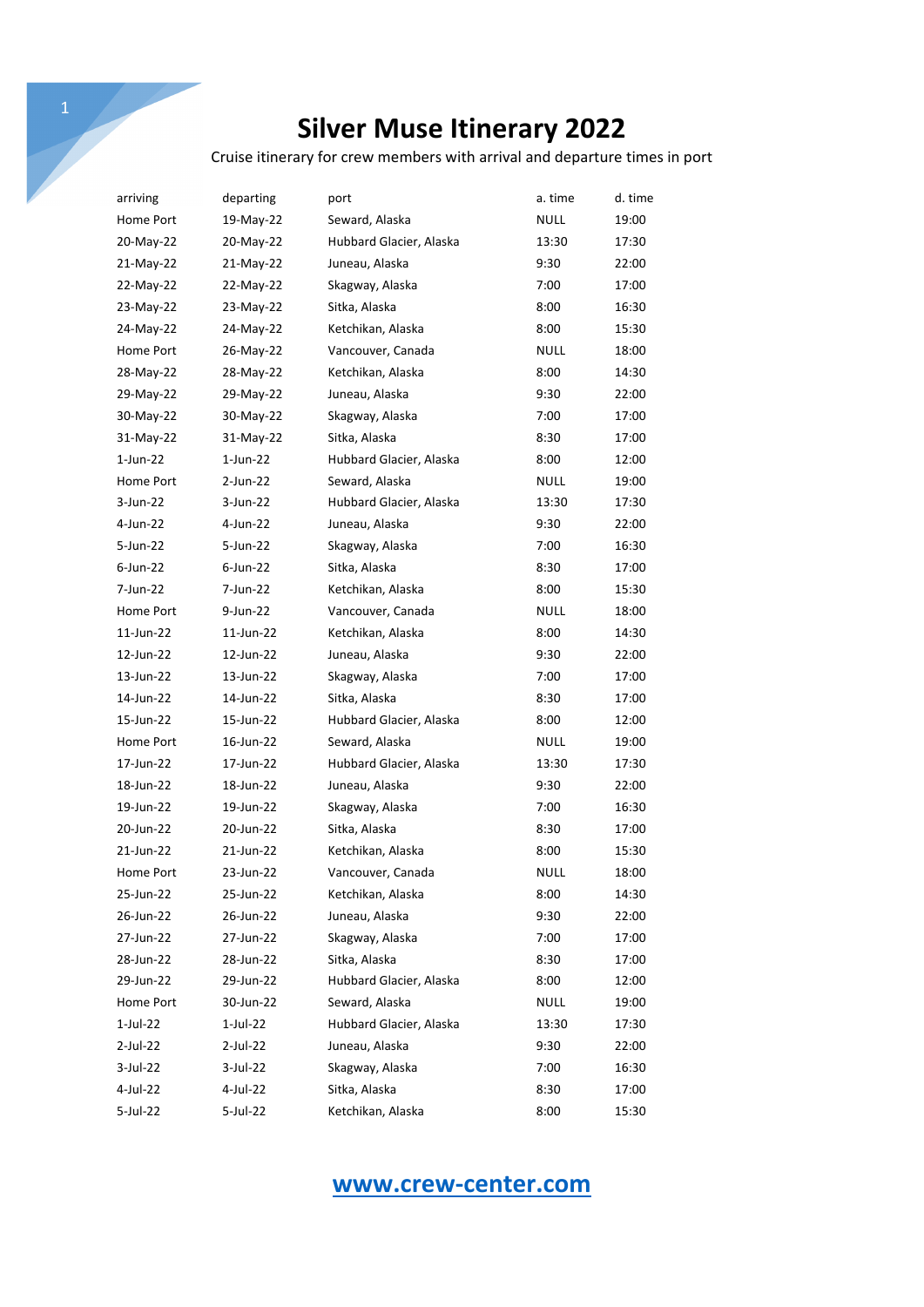# Silver Muse Itinerary 2022

Cruise itinerary for crew members with arrival and departure times in port

| arriving | departing | port | a. time | d. time |
|---|---|---|---|---|
| Home Port | 19-May-22 | Seward, Alaska | NULL | 19:00 |
| 20-May-22 | 20-May-22 | Hubbard Glacier, Alaska | 13:30 | 17:30 |
| 21-May-22 | 21-May-22 | Juneau, Alaska | 9:30 | 22:00 |
| 22-May-22 | 22-May-22 | Skagway, Alaska | 7:00 | 17:00 |
| 23-May-22 | 23-May-22 | Sitka, Alaska | 8:00 | 16:30 |
| 24-May-22 | 24-May-22 | Ketchikan, Alaska | 8:00 | 15:30 |
| Home Port | 26-May-22 | Vancouver, Canada | NULL | 18:00 |
| 28-May-22 | 28-May-22 | Ketchikan, Alaska | 8:00 | 14:30 |
| 29-May-22 | 29-May-22 | Juneau, Alaska | 9:30 | 22:00 |
| 30-May-22 | 30-May-22 | Skagway, Alaska | 7:00 | 17:00 |
| 31-May-22 | 31-May-22 | Sitka, Alaska | 8:30 | 17:00 |
| 1-Jun-22 | 1-Jun-22 | Hubbard Glacier, Alaska | 8:00 | 12:00 |
| Home Port | 2-Jun-22 | Seward, Alaska | NULL | 19:00 |
| 3-Jun-22 | 3-Jun-22 | Hubbard Glacier, Alaska | 13:30 | 17:30 |
| 4-Jun-22 | 4-Jun-22 | Juneau, Alaska | 9:30 | 22:00 |
| 5-Jun-22 | 5-Jun-22 | Skagway, Alaska | 7:00 | 16:30 |
| 6-Jun-22 | 6-Jun-22 | Sitka, Alaska | 8:30 | 17:00 |
| 7-Jun-22 | 7-Jun-22 | Ketchikan, Alaska | 8:00 | 15:30 |
| Home Port | 9-Jun-22 | Vancouver, Canada | NULL | 18:00 |
| 11-Jun-22 | 11-Jun-22 | Ketchikan, Alaska | 8:00 | 14:30 |
| 12-Jun-22 | 12-Jun-22 | Juneau, Alaska | 9:30 | 22:00 |
| 13-Jun-22 | 13-Jun-22 | Skagway, Alaska | 7:00 | 17:00 |
| 14-Jun-22 | 14-Jun-22 | Sitka, Alaska | 8:30 | 17:00 |
| 15-Jun-22 | 15-Jun-22 | Hubbard Glacier, Alaska | 8:00 | 12:00 |
| Home Port | 16-Jun-22 | Seward, Alaska | NULL | 19:00 |
| 17-Jun-22 | 17-Jun-22 | Hubbard Glacier, Alaska | 13:30 | 17:30 |
| 18-Jun-22 | 18-Jun-22 | Juneau, Alaska | 9:30 | 22:00 |
| 19-Jun-22 | 19-Jun-22 | Skagway, Alaska | 7:00 | 16:30 |
| 20-Jun-22 | 20-Jun-22 | Sitka, Alaska | 8:30 | 17:00 |
| 21-Jun-22 | 21-Jun-22 | Ketchikan, Alaska | 8:00 | 15:30 |
| Home Port | 23-Jun-22 | Vancouver, Canada | NULL | 18:00 |
| 25-Jun-22 | 25-Jun-22 | Ketchikan, Alaska | 8:00 | 14:30 |
| 26-Jun-22 | 26-Jun-22 | Juneau, Alaska | 9:30 | 22:00 |
| 27-Jun-22 | 27-Jun-22 | Skagway, Alaska | 7:00 | 17:00 |
| 28-Jun-22 | 28-Jun-22 | Sitka, Alaska | 8:30 | 17:00 |
| 29-Jun-22 | 29-Jun-22 | Hubbard Glacier, Alaska | 8:00 | 12:00 |
| Home Port | 30-Jun-22 | Seward, Alaska | NULL | 19:00 |
| 1-Jul-22 | 1-Jul-22 | Hubbard Glacier, Alaska | 13:30 | 17:30 |
| 2-Jul-22 | 2-Jul-22 | Juneau, Alaska | 9:30 | 22:00 |
| 3-Jul-22 | 3-Jul-22 | Skagway, Alaska | 7:00 | 16:30 |
| 4-Jul-22 | 4-Jul-22 | Sitka, Alaska | 8:30 | 17:00 |
| 5-Jul-22 | 5-Jul-22 | Ketchikan, Alaska | 8:00 | 15:30 |

**www.crew-center.com**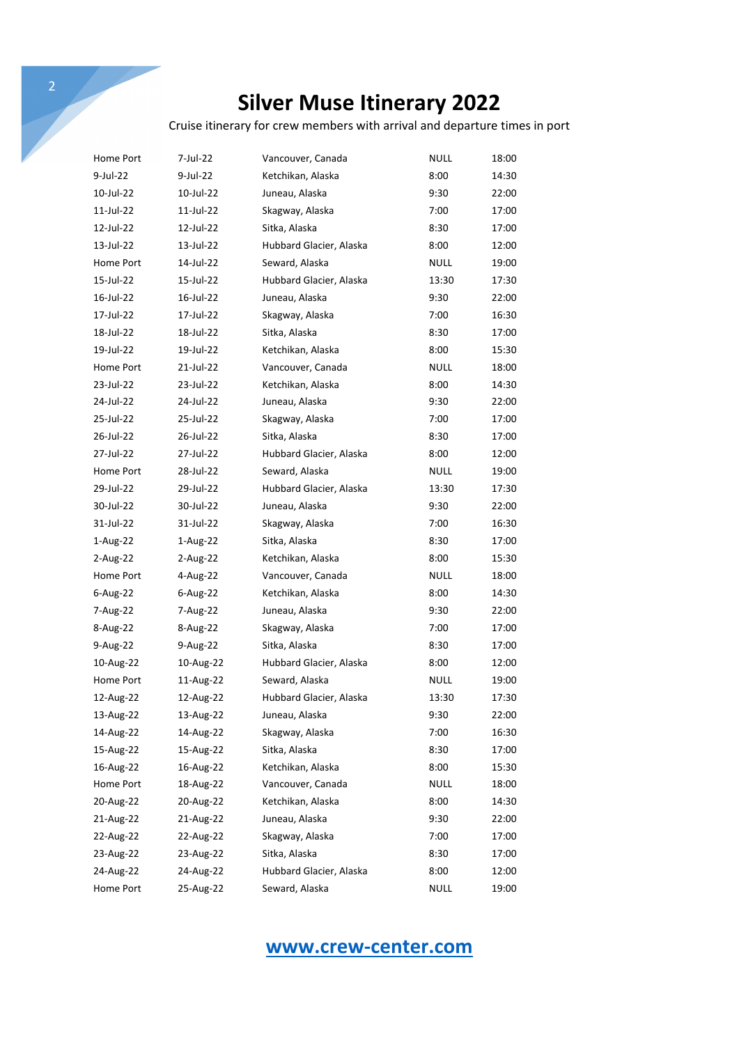# Silver Muse Itinerary 2022

Cruise itinerary for crew members with arrival and departure times in port

| | | | | |
|---|---|---|---|---|
| Home Port | 7-Jul-22 | Vancouver, Canada | NULL | 18:00 |
| 9-Jul-22 | 9-Jul-22 | Ketchikan, Alaska | 8:00 | 14:30 |
| 10-Jul-22 | 10-Jul-22 | Juneau, Alaska | 9:30 | 22:00 |
| 11-Jul-22 | 11-Jul-22 | Skagway, Alaska | 7:00 | 17:00 |
| 12-Jul-22 | 12-Jul-22 | Sitka, Alaska | 8:30 | 17:00 |
| 13-Jul-22 | 13-Jul-22 | Hubbard Glacier, Alaska | 8:00 | 12:00 |
| Home Port | 14-Jul-22 | Seward, Alaska | NULL | 19:00 |
| 15-Jul-22 | 15-Jul-22 | Hubbard Glacier, Alaska | 13:30 | 17:30 |
| 16-Jul-22 | 16-Jul-22 | Juneau, Alaska | 9:30 | 22:00 |
| 17-Jul-22 | 17-Jul-22 | Skagway, Alaska | 7:00 | 16:30 |
| 18-Jul-22 | 18-Jul-22 | Sitka, Alaska | 8:30 | 17:00 |
| 19-Jul-22 | 19-Jul-22 | Ketchikan, Alaska | 8:00 | 15:30 |
| Home Port | 21-Jul-22 | Vancouver, Canada | NULL | 18:00 |
| 23-Jul-22 | 23-Jul-22 | Ketchikan, Alaska | 8:00 | 14:30 |
| 24-Jul-22 | 24-Jul-22 | Juneau, Alaska | 9:30 | 22:00 |
| 25-Jul-22 | 25-Jul-22 | Skagway, Alaska | 7:00 | 17:00 |
| 26-Jul-22 | 26-Jul-22 | Sitka, Alaska | 8:30 | 17:00 |
| 27-Jul-22 | 27-Jul-22 | Hubbard Glacier, Alaska | 8:00 | 12:00 |
| Home Port | 28-Jul-22 | Seward, Alaska | NULL | 19:00 |
| 29-Jul-22 | 29-Jul-22 | Hubbard Glacier, Alaska | 13:30 | 17:30 |
| 30-Jul-22 | 30-Jul-22 | Juneau, Alaska | 9:30 | 22:00 |
| 31-Jul-22 | 31-Jul-22 | Skagway, Alaska | 7:00 | 16:30 |
| 1-Aug-22 | 1-Aug-22 | Sitka, Alaska | 8:30 | 17:00 |
| 2-Aug-22 | 2-Aug-22 | Ketchikan, Alaska | 8:00 | 15:30 |
| Home Port | 4-Aug-22 | Vancouver, Canada | NULL | 18:00 |
| 6-Aug-22 | 6-Aug-22 | Ketchikan, Alaska | 8:00 | 14:30 |
| 7-Aug-22 | 7-Aug-22 | Juneau, Alaska | 9:30 | 22:00 |
| 8-Aug-22 | 8-Aug-22 | Skagway, Alaska | 7:00 | 17:00 |
| 9-Aug-22 | 9-Aug-22 | Sitka, Alaska | 8:30 | 17:00 |
| 10-Aug-22 | 10-Aug-22 | Hubbard Glacier, Alaska | 8:00 | 12:00 |
| Home Port | 11-Aug-22 | Seward, Alaska | NULL | 19:00 |
| 12-Aug-22 | 12-Aug-22 | Hubbard Glacier, Alaska | 13:30 | 17:30 |
| 13-Aug-22 | 13-Aug-22 | Juneau, Alaska | 9:30 | 22:00 |
| 14-Aug-22 | 14-Aug-22 | Skagway, Alaska | 7:00 | 16:30 |
| 15-Aug-22 | 15-Aug-22 | Sitka, Alaska | 8:30 | 17:00 |
| 16-Aug-22 | 16-Aug-22 | Ketchikan, Alaska | 8:00 | 15:30 |
| Home Port | 18-Aug-22 | Vancouver, Canada | NULL | 18:00 |
| 20-Aug-22 | 20-Aug-22 | Ketchikan, Alaska | 8:00 | 14:30 |
| 21-Aug-22 | 21-Aug-22 | Juneau, Alaska | 9:30 | 22:00 |
| 22-Aug-22 | 22-Aug-22 | Skagway, Alaska | 7:00 | 17:00 |
| 23-Aug-22 | 23-Aug-22 | Sitka, Alaska | 8:30 | 17:00 |
| 24-Aug-22 | 24-Aug-22 | Hubbard Glacier, Alaska | 8:00 | 12:00 |
| Home Port | 25-Aug-22 | Seward, Alaska | NULL | 19:00 |

[www.crew-center.com](http://www.crew-center.com)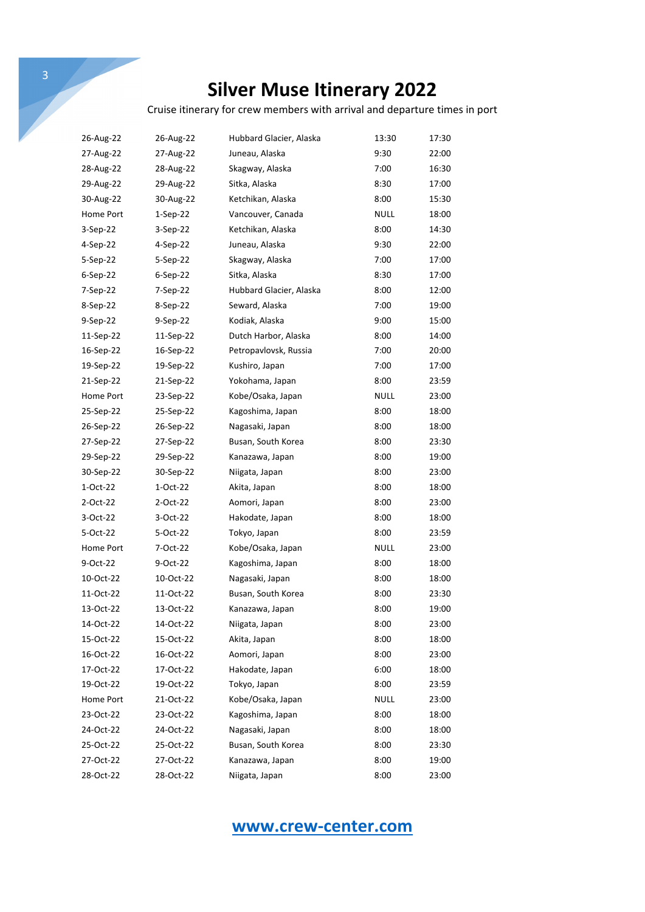# Silver Muse Itinerary 2022

Cruise itinerary for crew members with arrival and departure times in port

| | | | | |
|---|---|---|---|---|
| 26-Aug-22 | 26-Aug-22 | Hubbard Glacier, Alaska | 13:30 | 17:30 |
| 27-Aug-22 | 27-Aug-22 | Juneau, Alaska | 9:30 | 22:00 |
| 28-Aug-22 | 28-Aug-22 | Skagway, Alaska | 7:00 | 16:30 |
| 29-Aug-22 | 29-Aug-22 | Sitka, Alaska | 8:30 | 17:00 |
| 30-Aug-22 | 30-Aug-22 | Ketchikan, Alaska | 8:00 | 15:30 |
| Home Port | 1-Sep-22 | Vancouver, Canada | NULL | 18:00 |
| 3-Sep-22 | 3-Sep-22 | Ketchikan, Alaska | 8:00 | 14:30 |
| 4-Sep-22 | 4-Sep-22 | Juneau, Alaska | 9:30 | 22:00 |
| 5-Sep-22 | 5-Sep-22 | Skagway, Alaska | 7:00 | 17:00 |
| 6-Sep-22 | 6-Sep-22 | Sitka, Alaska | 8:30 | 17:00 |
| 7-Sep-22 | 7-Sep-22 | Hubbard Glacier, Alaska | 8:00 | 12:00 |
| 8-Sep-22 | 8-Sep-22 | Seward, Alaska | 7:00 | 19:00 |
| 9-Sep-22 | 9-Sep-22 | Kodiak, Alaska | 9:00 | 15:00 |
| 11-Sep-22 | 11-Sep-22 | Dutch Harbor, Alaska | 8:00 | 14:00 |
| 16-Sep-22 | 16-Sep-22 | Petropavlovsk, Russia | 7:00 | 20:00 |
| 19-Sep-22 | 19-Sep-22 | Kushiro, Japan | 7:00 | 17:00 |
| 21-Sep-22 | 21-Sep-22 | Yokohama, Japan | 8:00 | 23:59 |
| Home Port | 23-Sep-22 | Kobe/Osaka, Japan | NULL | 23:00 |
| 25-Sep-22 | 25-Sep-22 | Kagoshima, Japan | 8:00 | 18:00 |
| 26-Sep-22 | 26-Sep-22 | Nagasaki, Japan | 8:00 | 18:00 |
| 27-Sep-22 | 27-Sep-22 | Busan, South Korea | 8:00 | 23:30 |
| 29-Sep-22 | 29-Sep-22 | Kanazawa, Japan | 8:00 | 19:00 |
| 30-Sep-22 | 30-Sep-22 | Niigata, Japan | 8:00 | 23:00 |
| 1-Oct-22 | 1-Oct-22 | Akita, Japan | 8:00 | 18:00 |
| 2-Oct-22 | 2-Oct-22 | Aomori, Japan | 8:00 | 23:00 |
| 3-Oct-22 | 3-Oct-22 | Hakodate, Japan | 8:00 | 18:00 |
| 5-Oct-22 | 5-Oct-22 | Tokyo, Japan | 8:00 | 23:59 |
| Home Port | 7-Oct-22 | Kobe/Osaka, Japan | NULL | 23:00 |
| 9-Oct-22 | 9-Oct-22 | Kagoshima, Japan | 8:00 | 18:00 |
| 10-Oct-22 | 10-Oct-22 | Nagasaki, Japan | 8:00 | 18:00 |
| 11-Oct-22 | 11-Oct-22 | Busan, South Korea | 8:00 | 23:30 |
| 13-Oct-22 | 13-Oct-22 | Kanazawa, Japan | 8:00 | 19:00 |
| 14-Oct-22 | 14-Oct-22 | Niigata, Japan | 8:00 | 23:00 |
| 15-Oct-22 | 15-Oct-22 | Akita, Japan | 8:00 | 18:00 |
| 16-Oct-22 | 16-Oct-22 | Aomori, Japan | 8:00 | 23:00 |
| 17-Oct-22 | 17-Oct-22 | Hakodate, Japan | 6:00 | 18:00 |
| 19-Oct-22 | 19-Oct-22 | Tokyo, Japan | 8:00 | 23:59 |
| Home Port | 21-Oct-22 | Kobe/Osaka, Japan | NULL | 23:00 |
| 23-Oct-22 | 23-Oct-22 | Kagoshima, Japan | 8:00 | 18:00 |
| 24-Oct-22 | 24-Oct-22 | Nagasaki, Japan | 8:00 | 18:00 |
| 25-Oct-22 | 25-Oct-22 | Busan, South Korea | 8:00 | 23:30 |
| 27-Oct-22 | 27-Oct-22 | Kanazawa, Japan | 8:00 | 19:00 |
| 28-Oct-22 | 28-Oct-22 | Niigata, Japan | 8:00 | 23:00 |

www.crew-center.com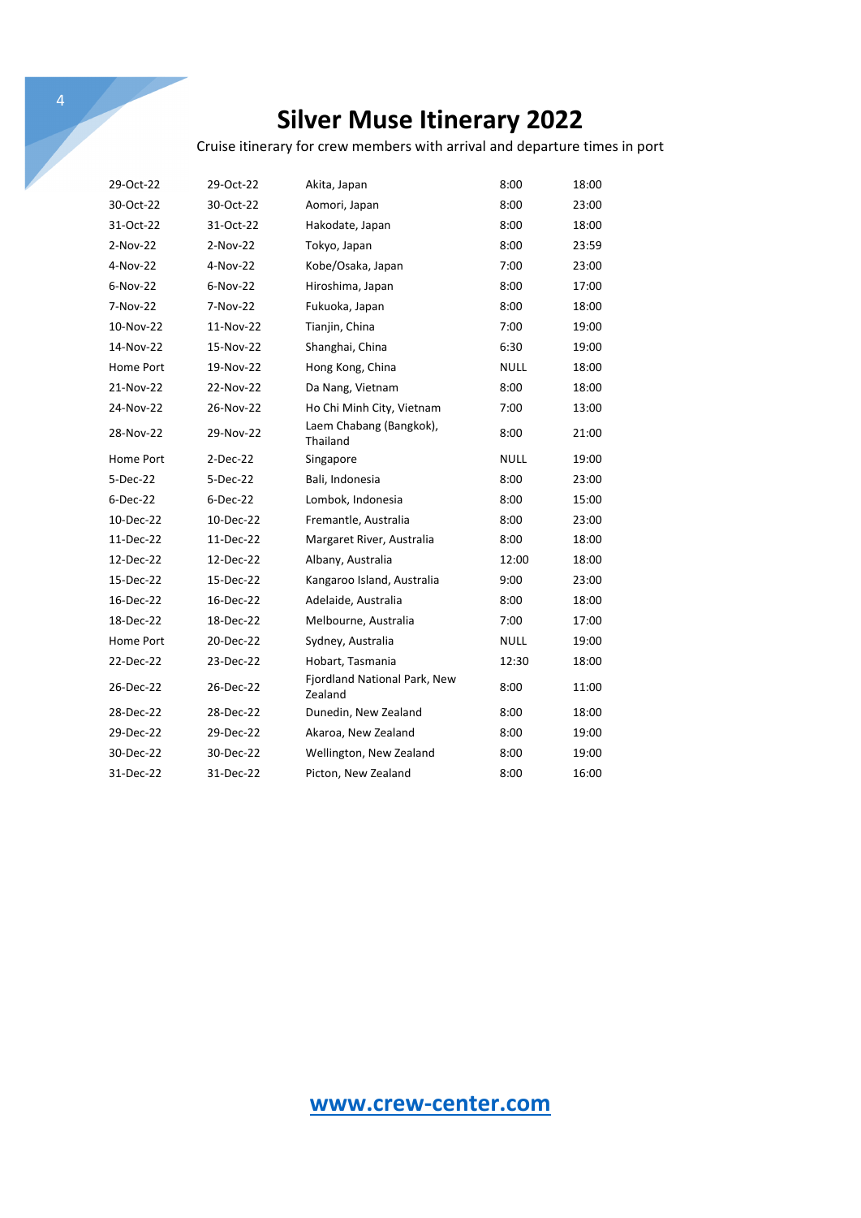# Silver Muse Itinerary 2022

Cruise itinerary for crew members with arrival and departure times in port

| | | | | |
|---|---|---|---|---|
| 29-Oct-22 | 29-Oct-22 | Akita, Japan | 8:00 | 18:00 |
| 30-Oct-22 | 30-Oct-22 | Aomori, Japan | 8:00 | 23:00 |
| 31-Oct-22 | 31-Oct-22 | Hakodate, Japan | 8:00 | 18:00 |
| 2-Nov-22 | 2-Nov-22 | Tokyo, Japan | 8:00 | 23:59 |
| 4-Nov-22 | 4-Nov-22 | Kobe/Osaka, Japan | 7:00 | 23:00 |
| 6-Nov-22 | 6-Nov-22 | Hiroshima, Japan | 8:00 | 17:00 |
| 7-Nov-22 | 7-Nov-22 | Fukuoka, Japan | 8:00 | 18:00 |
| 10-Nov-22 | 11-Nov-22 | Tianjin, China | 7:00 | 19:00 |
| 14-Nov-22 | 15-Nov-22 | Shanghai, China | 6:30 | 19:00 |
| Home Port | 19-Nov-22 | Hong Kong, China | NULL | 18:00 |
| 21-Nov-22 | 22-Nov-22 | Da Nang, Vietnam | 8:00 | 18:00 |
| 24-Nov-22 | 26-Nov-22 | Ho Chi Minh City, Vietnam | 7:00 | 13:00 |
| 28-Nov-22 | 29-Nov-22 | Laem Chabang (Bangkok), Thailand | 8:00 | 21:00 |
| Home Port | 2-Dec-22 | Singapore | NULL | 19:00 |
| 5-Dec-22 | 5-Dec-22 | Bali, Indonesia | 8:00 | 23:00 |
| 6-Dec-22 | 6-Dec-22 | Lombok, Indonesia | 8:00 | 15:00 |
| 10-Dec-22 | 10-Dec-22 | Fremantle, Australia | 8:00 | 23:00 |
| 11-Dec-22 | 11-Dec-22 | Margaret River, Australia | 8:00 | 18:00 |
| 12-Dec-22 | 12-Dec-22 | Albany, Australia | 12:00 | 18:00 |
| 15-Dec-22 | 15-Dec-22 | Kangaroo Island, Australia | 9:00 | 23:00 |
| 16-Dec-22 | 16-Dec-22 | Adelaide, Australia | 8:00 | 18:00 |
| 18-Dec-22 | 18-Dec-22 | Melbourne, Australia | 7:00 | 17:00 |
| Home Port | 20-Dec-22 | Sydney, Australia | NULL | 19:00 |
| 22-Dec-22 | 23-Dec-22 | Hobart, Tasmania | 12:30 | 18:00 |
| 26-Dec-22 | 26-Dec-22 | Fjordland National Park, New Zealand | 8:00 | 11:00 |
| 28-Dec-22 | 28-Dec-22 | Dunedin, New Zealand | 8:00 | 18:00 |
| 29-Dec-22 | 29-Dec-22 | Akaroa, New Zealand | 8:00 | 19:00 |
| 30-Dec-22 | 30-Dec-22 | Wellington, New Zealand | 8:00 | 19:00 |
| 31-Dec-22 | 31-Dec-22 | Picton, New Zealand | 8:00 | 16:00 |

**www.crew-center.com**